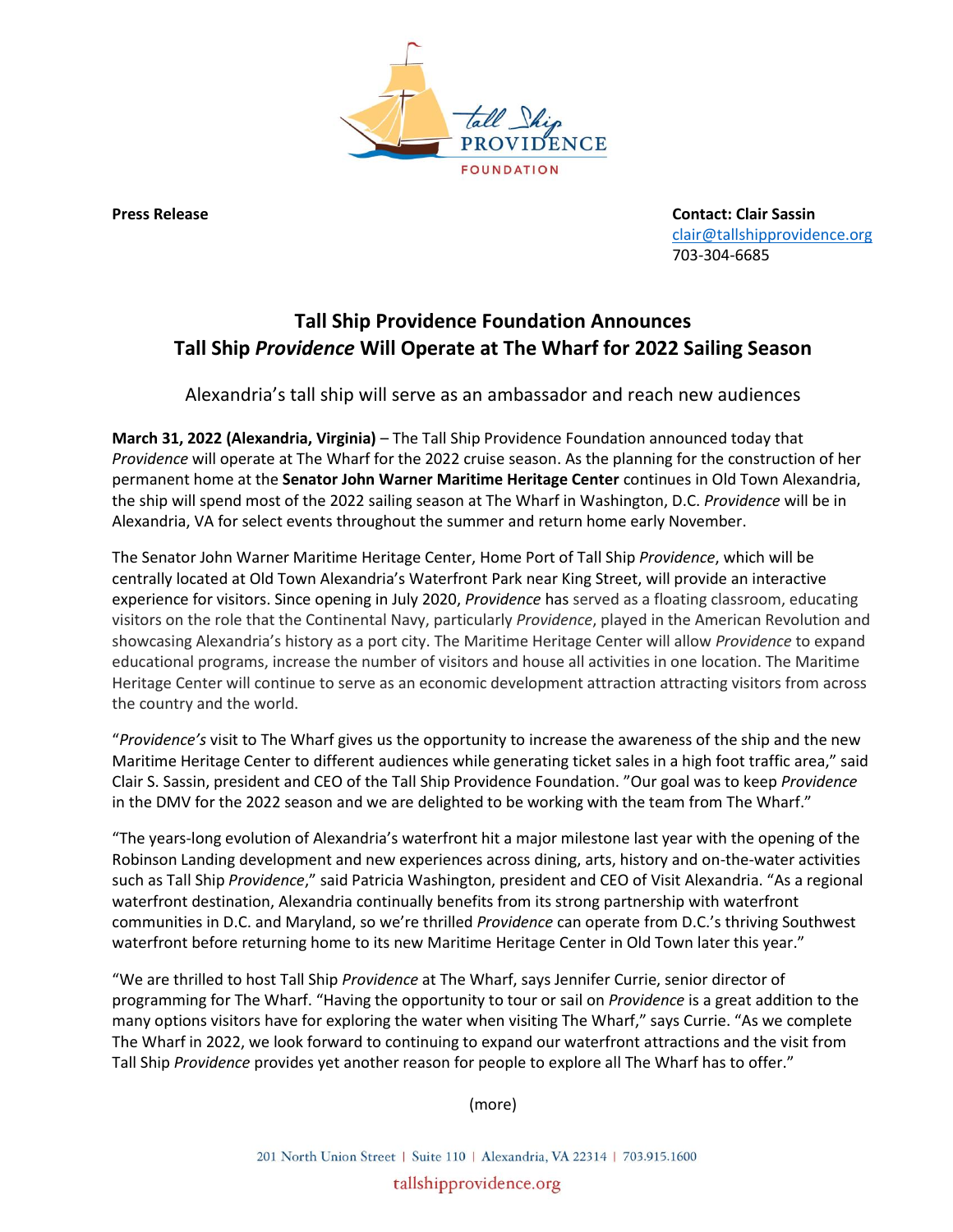**Press Release**

**Contact: Clair Sassin**
clair@tallshipprovidence.org
703-304-6685

# Tall Ship Providence Foundation Announces Tall Ship *Providence* Will Operate at The Wharf for 2022 Sailing Season

Alexandria's tall ship will serve as an ambassador and reach new audiences

**March 31, 2022 (Alexandria, Virginia)** – The Tall Ship Providence Foundation announced today that *Providence* will operate at The Wharf for the 2022 cruise season. As the planning for the construction of her permanent home at the **Senator John Warner Maritime Heritage Center** continues in Old Town Alexandria, the ship will spend most of the 2022 sailing season at The Wharf in Washington, D.C. *Providence* will be in Alexandria, VA for select events throughout the summer and return home early November.

The Senator John Warner Maritime Heritage Center, Home Port of Tall Ship *Providence*, which will be centrally located at Old Town Alexandria's Waterfront Park near King Street, will provide an interactive experience for visitors. Since opening in July 2020, *Providence* has served as a floating classroom, educating visitors on the role that the Continental Navy, particularly *Providence*, played in the American Revolution and showcasing Alexandria's history as a port city. The Maritime Heritage Center will allow *Providence* to expand educational programs, increase the number of visitors and house all activities in one location. The Maritime Heritage Center will continue to serve as an economic development attraction attracting visitors from across the country and the world.

"*Providence's* visit to The Wharf gives us the opportunity to increase the awareness of the ship and the new Maritime Heritage Center to different audiences while generating ticket sales in a high foot traffic area," said Clair S. Sassin, president and CEO of the Tall Ship Providence Foundation. "Our goal was to keep *Providence* in the DMV for the 2022 season and we are delighted to be working with the team from The Wharf."

"The years-long evolution of Alexandria's waterfront hit a major milestone last year with the opening of the Robinson Landing development and new experiences across dining, arts, history and on-the-water activities such as Tall Ship *Providence*," said Patricia Washington, president and CEO of Visit Alexandria. "As a regional waterfront destination, Alexandria continually benefits from its strong partnership with waterfront communities in D.C. and Maryland, so we're thrilled *Providence* can operate from D.C.'s thriving Southwest waterfront before returning home to its new Maritime Heritage Center in Old Town later this year."

"We are thrilled to host Tall Ship *Providence* at The Wharf, says Jennifer Currie, senior director of programming for The Wharf. "Having the opportunity to tour or sail on *Providence* is a great addition to the many options visitors have for exploring the water when visiting The Wharf," says Currie. "As we complete The Wharf in 2022, we look forward to continuing to expand our waterfront attractions and the visit from Tall Ship *Providence* provides yet another reason for people to explore all The Wharf has to offer."

(more)

201 North Union Street | Suite 110 | Alexandria, VA 22314 | 703.915.1600
tallshipprovidence.org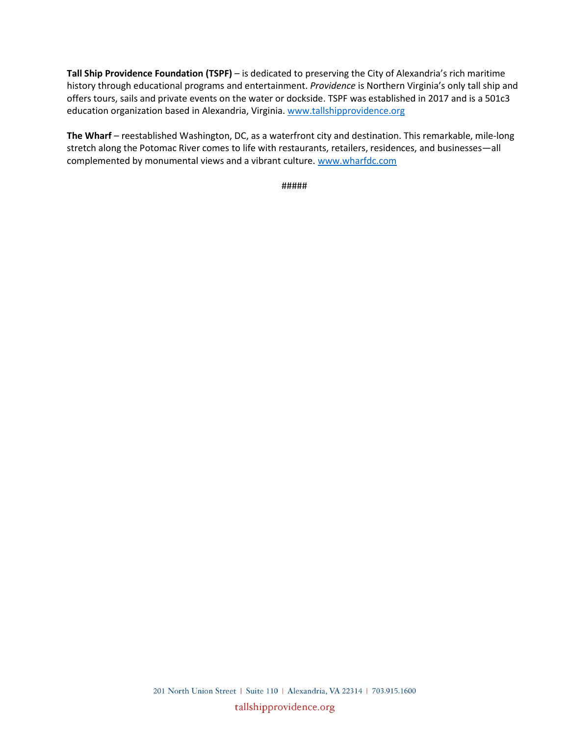**Tall Ship Providence Foundation (TSPF)** – is dedicated to preserving the City of Alexandria's rich maritime history through educational programs and entertainment. *Providence* is Northern Virginia's only tall ship and offers tours, sails and private events on the water or dockside. TSPF was established in 2017 and is a 501c3 education organization based in Alexandria, Virginia. www.tallshipprovidence.org

**The Wharf** – reestablished Washington, DC, as a waterfront city and destination. This remarkable, mile-long stretch along the Potomac River comes to life with restaurants, retailers, residences, and businesses—all complemented by monumental views and a vibrant culture. www.wharfdc.com

#####

201 North Union Street | Suite 110 | Alexandria, VA 22314 | 703.915.1600

tallshipprovidence.org